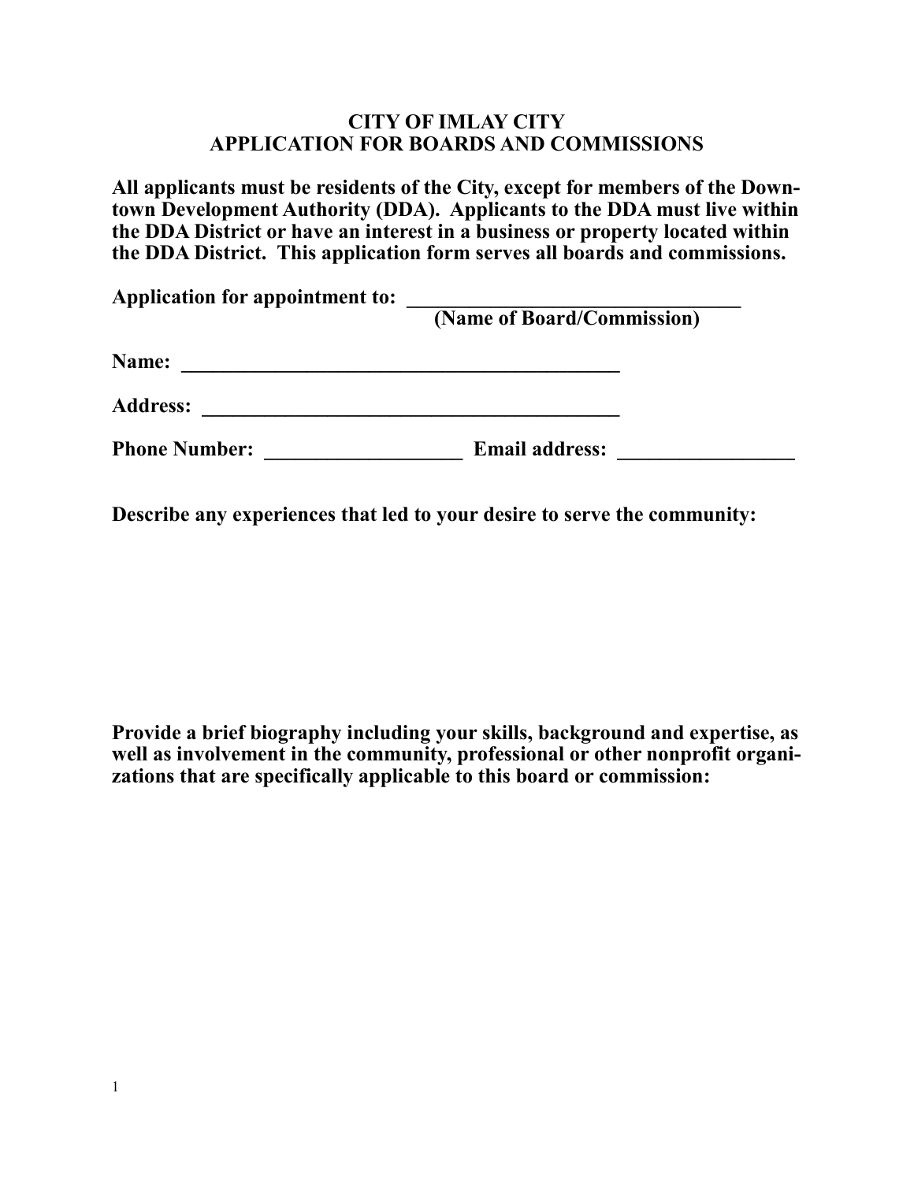# CITY OF IMLAY CITY
## APPLICATION FOR BOARDS AND COMMISSIONS

**All applicants must be residents of the City, except for members of the Downtown Development Authority (DDA). Applicants to the DDA must live within the DDA District or have an interest in a business or property located within the DDA District. This application form serves all boards and commissions.**

**Application for appointment to: ________________________________**
**(Name of Board/Commission)**

**Name: ___________________________________________**

**Address: ________________________________________**

**Phone Number: ___________________ Email address: _________________**

**Describe any experiences that led to your desire to serve the community:**

**Provide a brief biography including your skills, background and expertise, as well as involvement in the community, professional or other nonprofit organizations that are specifically applicable to this board or commission:**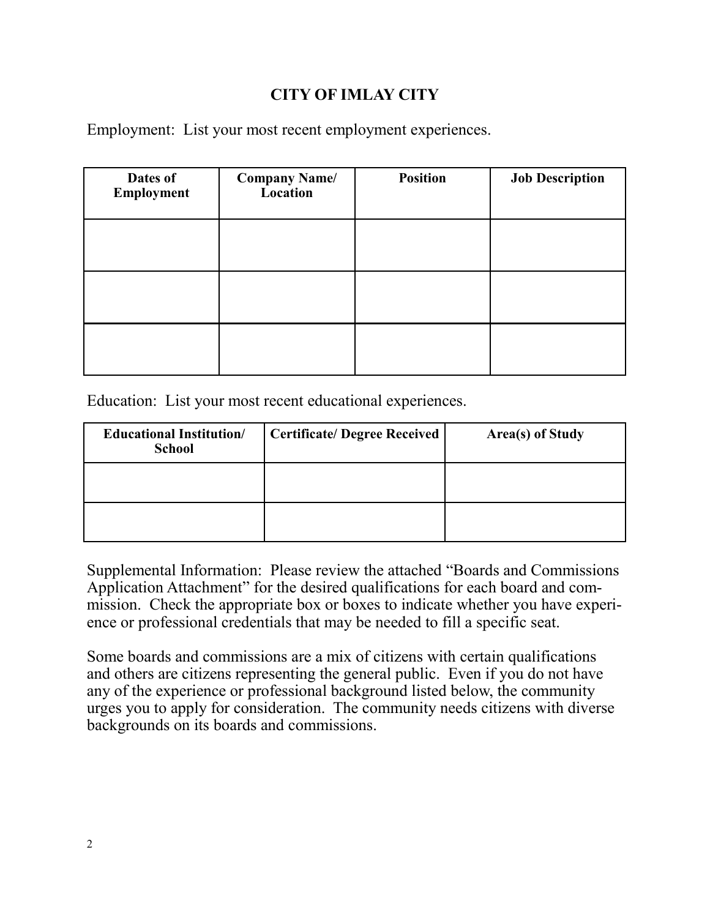# CITY OF IMLAY CITY

Employment: List your most recent employment experiences.

| Dates of Employment | Company Name/ Location | Position | Job Description |
|---|---|---|---|
| | | | |
| | | | |
| | | | |

Education: List your most recent educational experiences.

| Educational Institution/ School | Certificate/ Degree Received | Area(s) of Study |
|---|---|---|
| | | |
| | | |

Supplemental Information: Please review the attached "Boards and Commissions Application Attachment" for the desired qualifications for each board and commission. Check the appropriate box or boxes to indicate whether you have experience or professional credentials that may be needed to fill a specific seat.

Some boards and commissions are a mix of citizens with certain qualifications and others are citizens representing the general public. Even if you do not have any of the experience or professional background listed below, the community urges you to apply for consideration. The community needs citizens with diverse backgrounds on its boards and commissions.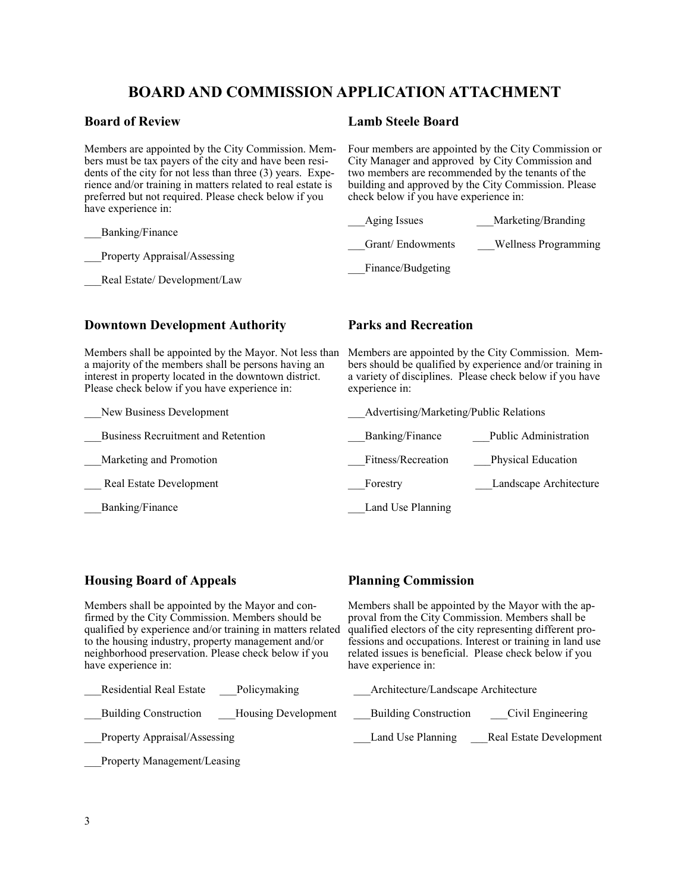# BOARD AND COMMISSION APPLICATION ATTACHMENT

## Board of Review

Members are appointed by the City Commission. Members must be tax payers of the city and have been residents of the city for not less than three (3) years. Experience and/or training in matters related to real estate is preferred but not required. Please check below if you have experience in:

___Banking/Finance

___Property Appraisal/Assessing

___Real Estate/ Development/Law

## Lamb Steele Board

Four members are appointed by the City Commission or City Manager and approved by City Commission and two members are recommended by the tenants of the building and approved by the City Commission. Please check below if you have experience in:

___Aging Issues

___Marketing/Branding

___Grant/ Endowments

___Wellness Programming

___Finance/Budgeting

## Downtown Development Authority

Members shall be appointed by the Mayor. Not less than a majority of the members shall be persons having an interest in property located in the downtown district. Please check below if you have experience in:

___New Business Development

___Business Recruitment and Retention

___Marketing and Promotion

___ Real Estate Development

___Banking/Finance

## Parks and Recreation

Members are appointed by the City Commission. Members should be qualified by experience and/or training in a variety of disciplines. Please check below if you have experience in:

___Advertising/Marketing/Public Relations

___Banking/Finance

___Public Administration

___Fitness/Recreation

___Physical Education

___Forestry

___Landscape Architecture

___Land Use Planning

## Housing Board of Appeals

Members shall be appointed by the Mayor and confirmed by the City Commission. Members should be qualified by experience and/or training in matters related to the housing industry, property management and/or neighborhood preservation. Please check below if you have experience in:

___Residential Real Estate

___Policymaking

___Building Construction

___Housing Development

___Property Appraisal/Assessing

___Property Management/Leasing

## Planning Commission

Members shall be appointed by the Mayor with the approval from the City Commission. Members shall be qualified electors of the city representing different professions and occupations. Interest or training in land use related issues is beneficial. Please check below if you have experience in:

___Architecture/Landscape Architecture

___Building Construction

___Civil Engineering

___Land Use Planning

___Real Estate Development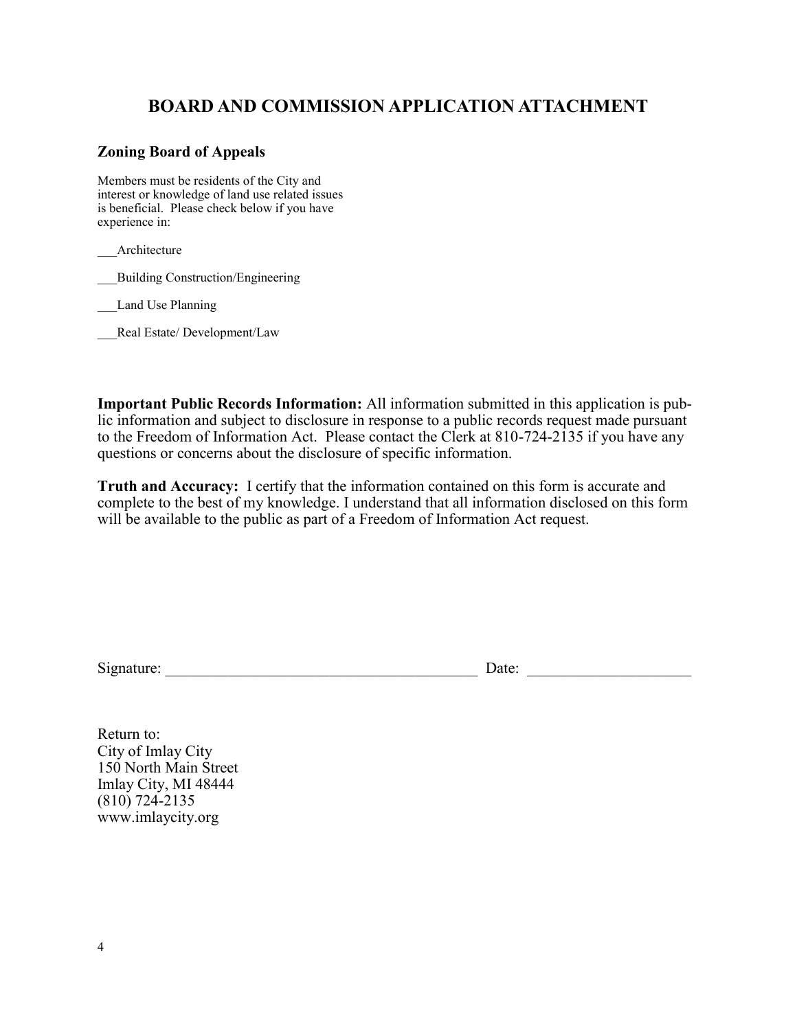# BOARD AND COMMISSION APPLICATION ATTACHMENT

### Zoning Board of Appeals

Members must be residents of the City and interest or knowledge of land use related issues is beneficial. Please check below if you have experience in:

___Architecture

___Building Construction/Engineering

___Land Use Planning

___Real Estate/ Development/Law

**Important Public Records Information:** All information submitted in this application is public information and subject to disclosure in response to a public records request made pursuant to the Freedom of Information Act. Please contact the Clerk at 810-724-2135 if you have any questions or concerns about the disclosure of specific information.

**Truth and Accuracy:** I certify that the information contained on this form is accurate and complete to the best of my knowledge. I understand that all information disclosed on this form will be available to the public as part of a Freedom of Information Act request.

Signature: ________________________________________ Date: ____________________

Return to:
City of Imlay City
150 North Main Street
Imlay City, MI 48444
(810) 724-2135
www.imlaycity.org